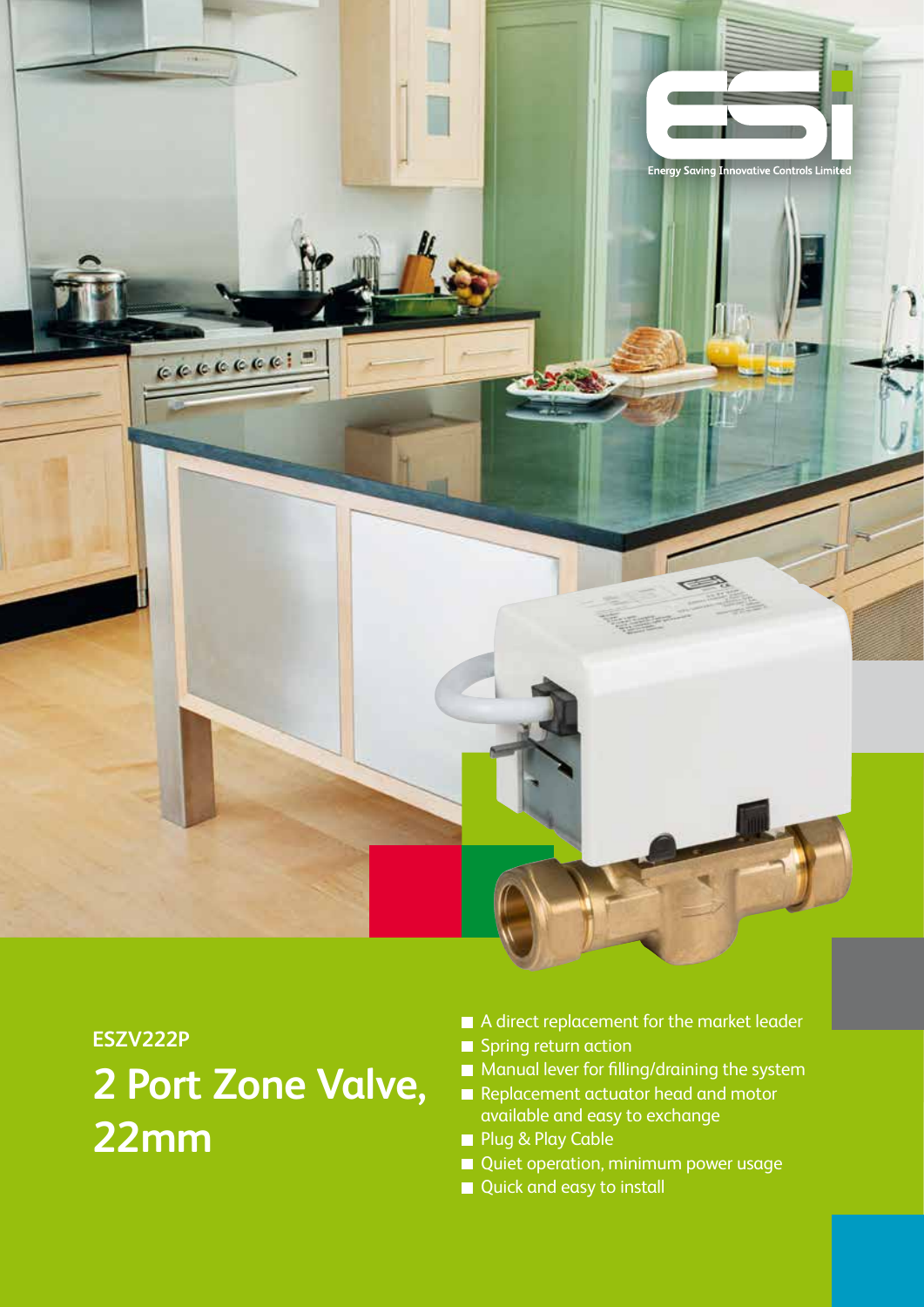Energy Saving Innovative Controls Limited

ESZV222P

# 2 Port Zone Valve, 22mm

- A direct replacement for the market leader
- Spring return action
- Manual lever for filling/draining the system
- Replacement actuator head and motor available and easy to exchange
- Plug & Play Cable
- Quiet operation, minimum power usage
- Quick and easy to install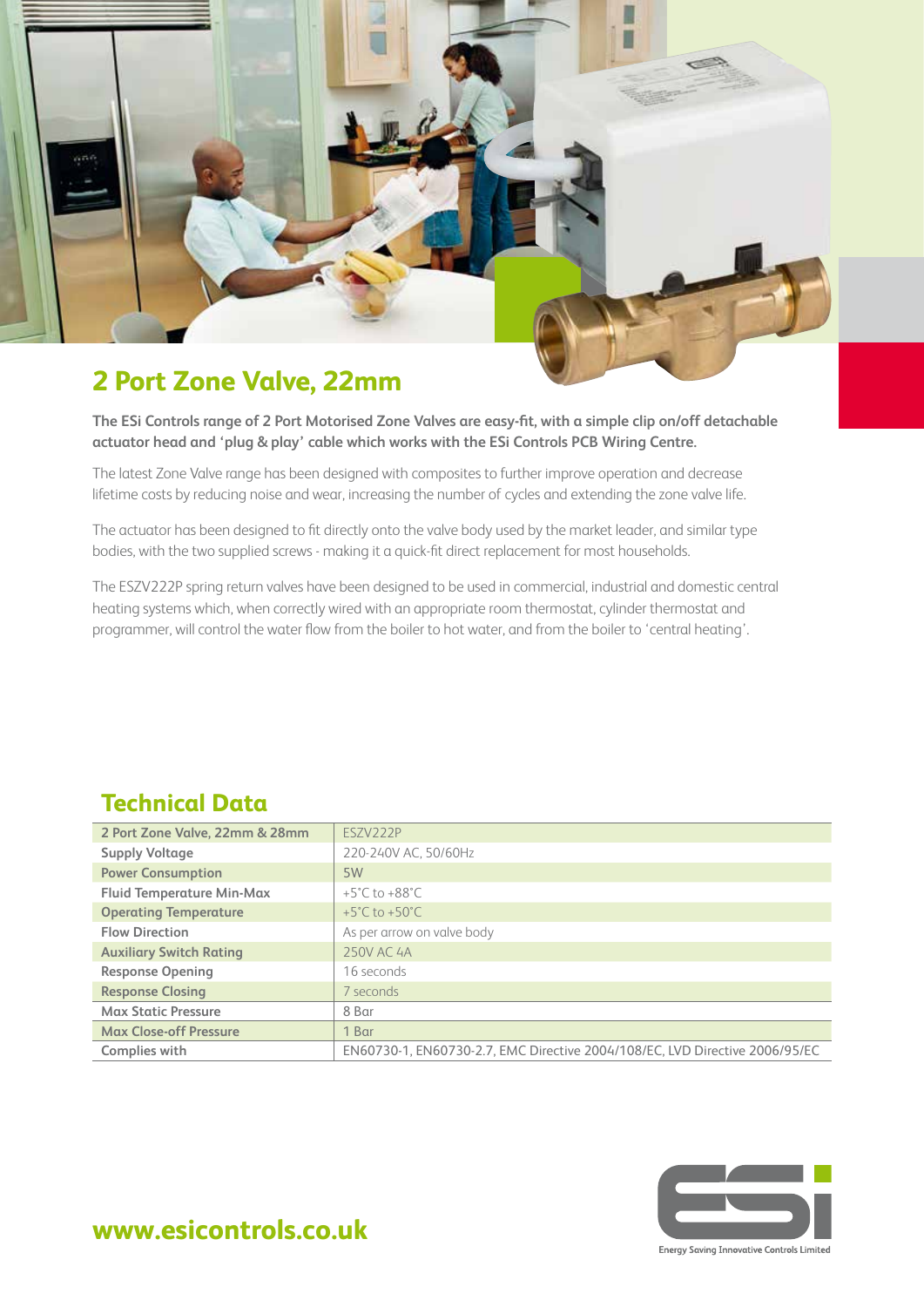# 2 Port Zone Valve, 22mm

**The ESi Controls range of 2 Port Motorised Zone Valves are easy-fit, with a simple clip on/off detachable actuator head and 'plug & play' cable which works with the ESi Controls PCB Wiring Centre.**

The latest Zone Valve range has been designed with composites to further improve operation and decrease lifetime costs by reducing noise and wear, increasing the number of cycles and extending the zone valve life.

The actuator has been designed to fit directly onto the valve body used by the market leader, and similar type bodies, with the two supplied screws - making it a quick-fit direct replacement for most households.

The ESZV222P spring return valves have been designed to be used in commercial, industrial and domestic central heating systems which, when correctly wired with an appropriate room thermostat, cylinder thermostat and programmer, will control the water flow from the boiler to hot water, and from the boiler to 'central heating'.

## Technical Data

| 2 Port Zone Valve, 22mm & 28mm | ESZV222P |
|---|---|
| Supply Voltage | 220-240V AC, 50/60Hz |
| Power Consumption | 5W |
| Fluid Temperature Min-Max | +5˚C to +88˚C |
| Operating Temperature | +5˚C to +50˚C |
| Flow Direction | As per arrow on valve body |
| Auxiliary Switch Rating | 250V AC 4A |
| Response Opening | 16 seconds |
| Response Closing | 7 seconds |
| Max Static Pressure | 8 Bar |
| Max Close-off Pressure | 1 Bar |
| Complies with | EN60730-1, EN60730-2.7, EMC Directive 2004/108/EC, LVD Directive 2006/95/EC |

**www.esicontrols.co.uk**

Energy Saving Innovative Controls Limited